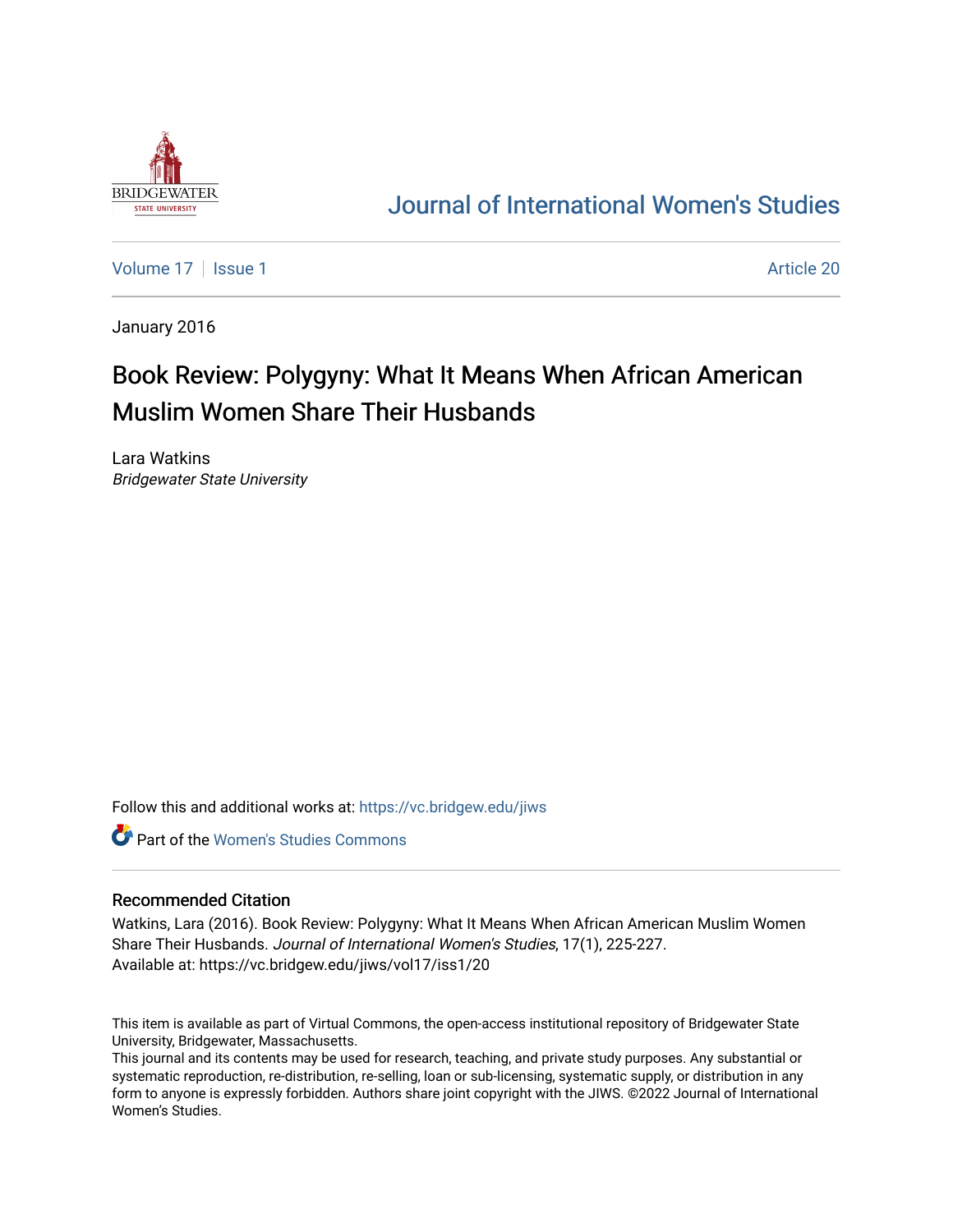# Journal of International Women's Studies

Volume 17 | Issue 1 | Article 20

January 2016

## Book Review: Polygyny: What It Means When African American Muslim Women Share Their Husbands

Lara Watkins
*Bridgewater State University*

Follow this and additional works at: https://vc.bridgew.edu/jiws

Part of the Women's Studies Commons

### Recommended Citation

Watkins, Lara (2016). Book Review: Polygyny: What It Means When African American Muslim Women Share Their Husbands. *Journal of International Women's Studies*, 17(1), 225-227.
Available at: https://vc.bridgew.edu/jiws/vol17/iss1/20

This item is available as part of Virtual Commons, the open-access institutional repository of Bridgewater State University, Bridgewater, Massachusetts.
This journal and its contents may be used for research, teaching, and private study purposes. Any substantial or systematic reproduction, re-distribution, re-selling, loan or sub-licensing, systematic supply, or distribution in any form to anyone is expressly forbidden. Authors share joint copyright with the JIWS. ©2022 Journal of International Women's Studies.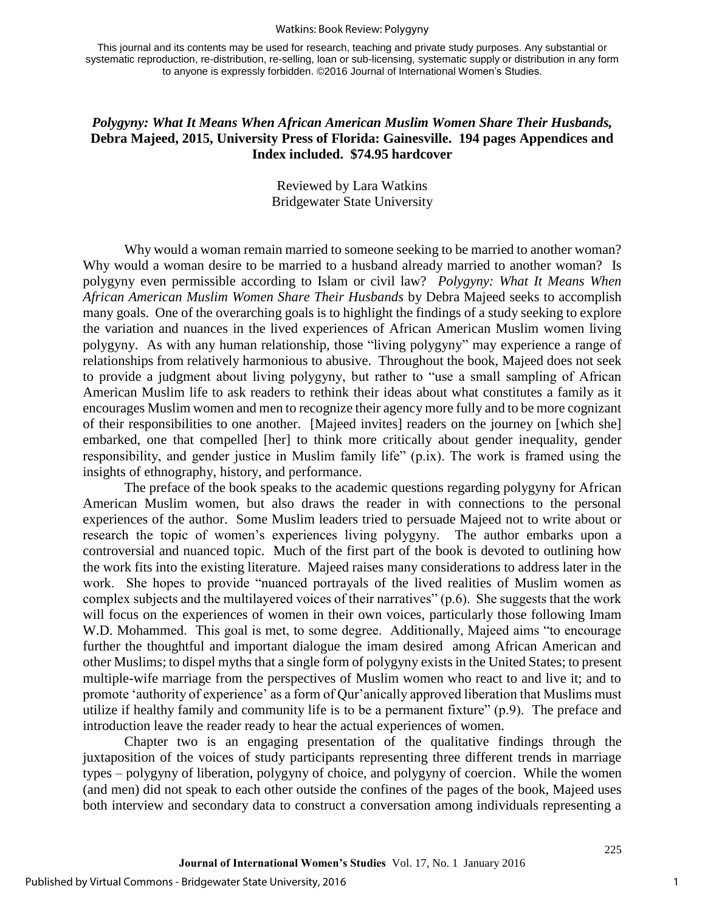This journal and its contents may be used for research, teaching and private study purposes. Any substantial or systematic reproduction, re-distribution, re-selling, loan or sub-licensing, systematic supply or distribution in any form to anyone is expressly forbidden. ©2016 Journal of International Women's Studies.

***Polygyny: What It Means When African American Muslim Women Share Their Husbands,* Debra Majeed, 2015, University Press of Florida: Gainesville. 194 pages Appendices and Index included. $74.95 hardcover**

Reviewed by Lara Watkins
Bridgewater State University

Why would a woman remain married to someone seeking to be married to another woman? Why would a woman desire to be married to a husband already married to another woman? Is polygyny even permissible according to Islam or civil law? *Polygyny: What It Means When African American Muslim Women Share Their Husbands* by Debra Majeed seeks to accomplish many goals. One of the overarching goals is to highlight the findings of a study seeking to explore the variation and nuances in the lived experiences of African American Muslim women living polygyny. As with any human relationship, those "living polygyny" may experience a range of relationships from relatively harmonious to abusive. Throughout the book, Majeed does not seek to provide a judgment about living polygyny, but rather to "use a small sampling of African American Muslim life to ask readers to rethink their ideas about what constitutes a family as it encourages Muslim women and men to recognize their agency more fully and to be more cognizant of their responsibilities to one another. [Majeed invites] readers on the journey on [which she] embarked, one that compelled [her] to think more critically about gender inequality, gender responsibility, and gender justice in Muslim family life" (p.ix). The work is framed using the insights of ethnography, history, and performance.

The preface of the book speaks to the academic questions regarding polygyny for African American Muslim women, but also draws the reader in with connections to the personal experiences of the author. Some Muslim leaders tried to persuade Majeed not to write about or research the topic of women's experiences living polygyny. The author embarks upon a controversial and nuanced topic. Much of the first part of the book is devoted to outlining how the work fits into the existing literature. Majeed raises many considerations to address later in the work. She hopes to provide "nuanced portrayals of the lived realities of Muslim women as complex subjects and the multilayered voices of their narratives" (p.6). She suggests that the work will focus on the experiences of women in their own voices, particularly those following Imam W.D. Mohammed. This goal is met, to some degree. Additionally, Majeed aims "to encourage further the thoughtful and important dialogue the imam desired among African American and other Muslims; to dispel myths that a single form of polygyny exists in the United States; to present multiple-wife marriage from the perspectives of Muslim women who react to and live it; and to promote 'authority of experience' as a form of Qur'anically approved liberation that Muslims must utilize if healthy family and community life is to be a permanent fixture" (p.9). The preface and introduction leave the reader ready to hear the actual experiences of women.

Chapter two is an engaging presentation of the qualitative findings through the juxtaposition of the voices of study participants representing three different trends in marriage types – polygyny of liberation, polygyny of choice, and polygyny of coercion. While the women (and men) did not speak to each other outside the confines of the pages of the book, Majeed uses both interview and secondary data to construct a conversation among individuals representing a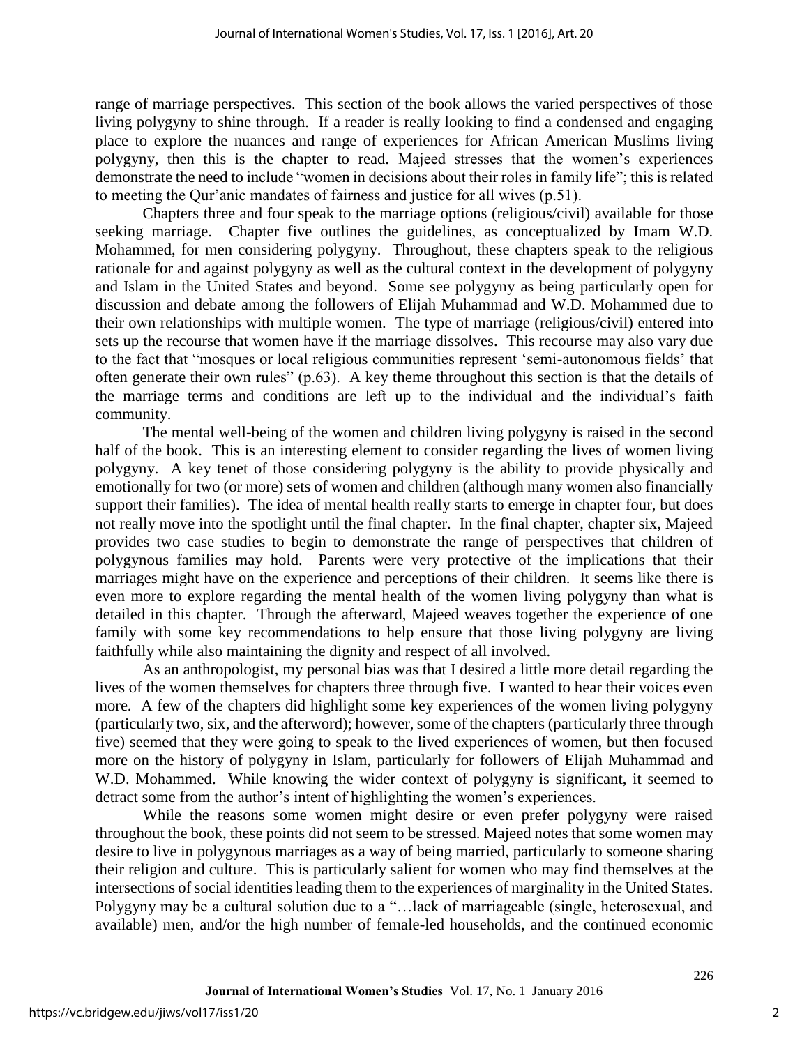range of marriage perspectives. This section of the book allows the varied perspectives of those living polygyny to shine through. If a reader is really looking to find a condensed and engaging place to explore the nuances and range of experiences for African American Muslims living polygyny, then this is the chapter to read. Majeed stresses that the women's experiences demonstrate the need to include "women in decisions about their roles in family life"; this is related to meeting the Qur'anic mandates of fairness and justice for all wives (p.51).

Chapters three and four speak to the marriage options (religious/civil) available for those seeking marriage. Chapter five outlines the guidelines, as conceptualized by Imam W.D. Mohammed, for men considering polygyny. Throughout, these chapters speak to the religious rationale for and against polygyny as well as the cultural context in the development of polygyny and Islam in the United States and beyond. Some see polygyny as being particularly open for discussion and debate among the followers of Elijah Muhammad and W.D. Mohammed due to their own relationships with multiple women. The type of marriage (religious/civil) entered into sets up the recourse that women have if the marriage dissolves. This recourse may also vary due to the fact that "mosques or local religious communities represent 'semi-autonomous fields' that often generate their own rules" (p.63). A key theme throughout this section is that the details of the marriage terms and conditions are left up to the individual and the individual's faith community.

The mental well-being of the women and children living polygyny is raised in the second half of the book. This is an interesting element to consider regarding the lives of women living polygyny. A key tenet of those considering polygyny is the ability to provide physically and emotionally for two (or more) sets of women and children (although many women also financially support their families). The idea of mental health really starts to emerge in chapter four, but does not really move into the spotlight until the final chapter. In the final chapter, chapter six, Majeed provides two case studies to begin to demonstrate the range of perspectives that children of polygynous families may hold. Parents were very protective of the implications that their marriages might have on the experience and perceptions of their children. It seems like there is even more to explore regarding the mental health of the women living polygyny than what is detailed in this chapter. Through the afterward, Majeed weaves together the experience of one family with some key recommendations to help ensure that those living polygyny are living faithfully while also maintaining the dignity and respect of all involved.

As an anthropologist, my personal bias was that I desired a little more detail regarding the lives of the women themselves for chapters three through five. I wanted to hear their voices even more. A few of the chapters did highlight some key experiences of the women living polygyny (particularly two, six, and the afterword); however, some of the chapters (particularly three through five) seemed that they were going to speak to the lived experiences of women, but then focused more on the history of polygyny in Islam, particularly for followers of Elijah Muhammad and W.D. Mohammed. While knowing the wider context of polygyny is significant, it seemed to detract some from the author's intent of highlighting the women's experiences.

While the reasons some women might desire or even prefer polygyny were raised throughout the book, these points did not seem to be stressed. Majeed notes that some women may desire to live in polygynous marriages as a way of being married, particularly to someone sharing their religion and culture. This is particularly salient for women who may find themselves at the intersections of social identities leading them to the experiences of marginality in the United States. Polygyny may be a cultural solution due to a "…lack of marriageable (single, heterosexual, and available) men, and/or the high number of female-led households, and the continued economic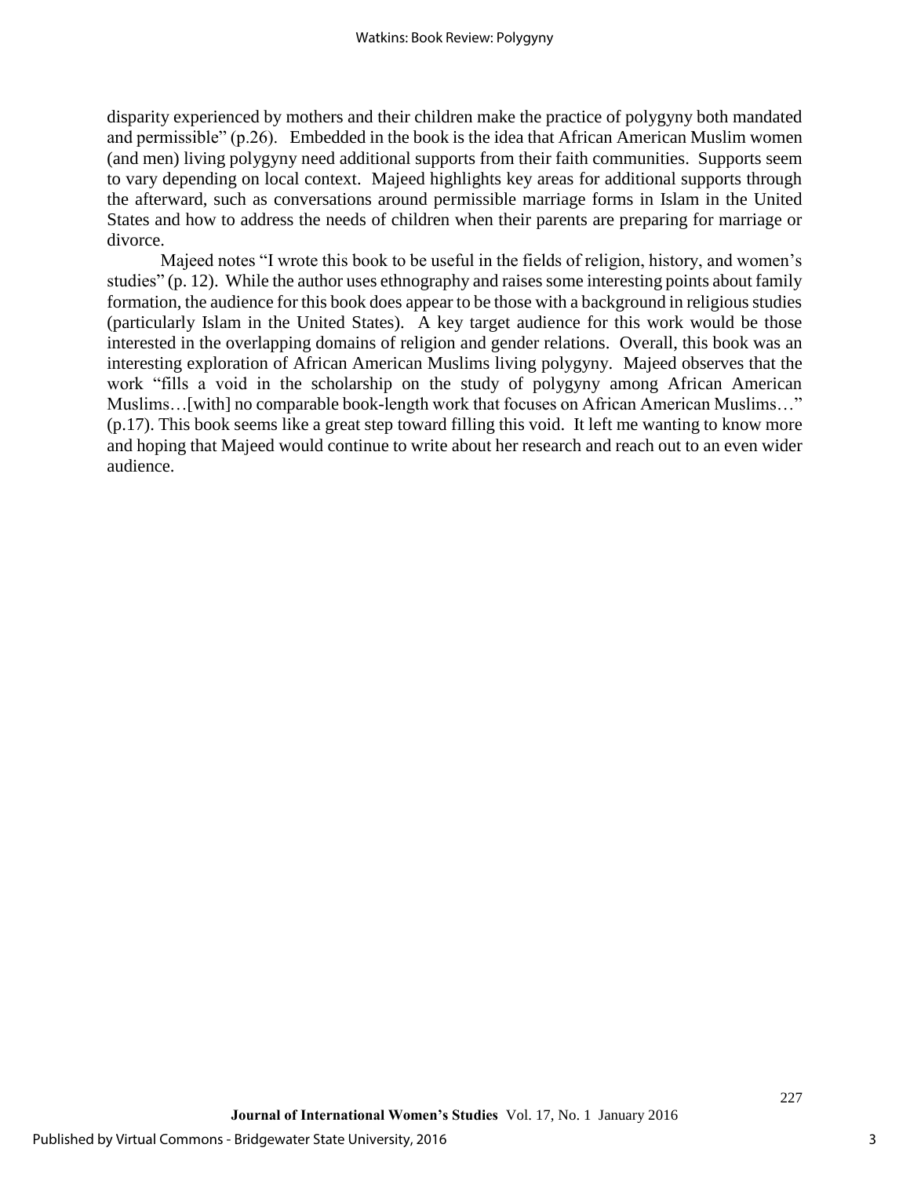disparity experienced by mothers and their children make the practice of polygyny both mandated and permissible" (p.26). Embedded in the book is the idea that African American Muslim women (and men) living polygyny need additional supports from their faith communities. Supports seem to vary depending on local context. Majeed highlights key areas for additional supports through the afterward, such as conversations around permissible marriage forms in Islam in the United States and how to address the needs of children when their parents are preparing for marriage or divorce.

Majeed notes "I wrote this book to be useful in the fields of religion, history, and women's studies" (p. 12). While the author uses ethnography and raises some interesting points about family formation, the audience for this book does appear to be those with a background in religious studies (particularly Islam in the United States). A key target audience for this work would be those interested in the overlapping domains of religion and gender relations. Overall, this book was an interesting exploration of African American Muslims living polygyny. Majeed observes that the work "fills a void in the scholarship on the study of polygyny among African American Muslims…[with] no comparable book-length work that focuses on African American Muslims…" (p.17). This book seems like a great step toward filling this void. It left me wanting to know more and hoping that Majeed would continue to write about her research and reach out to an even wider audience.